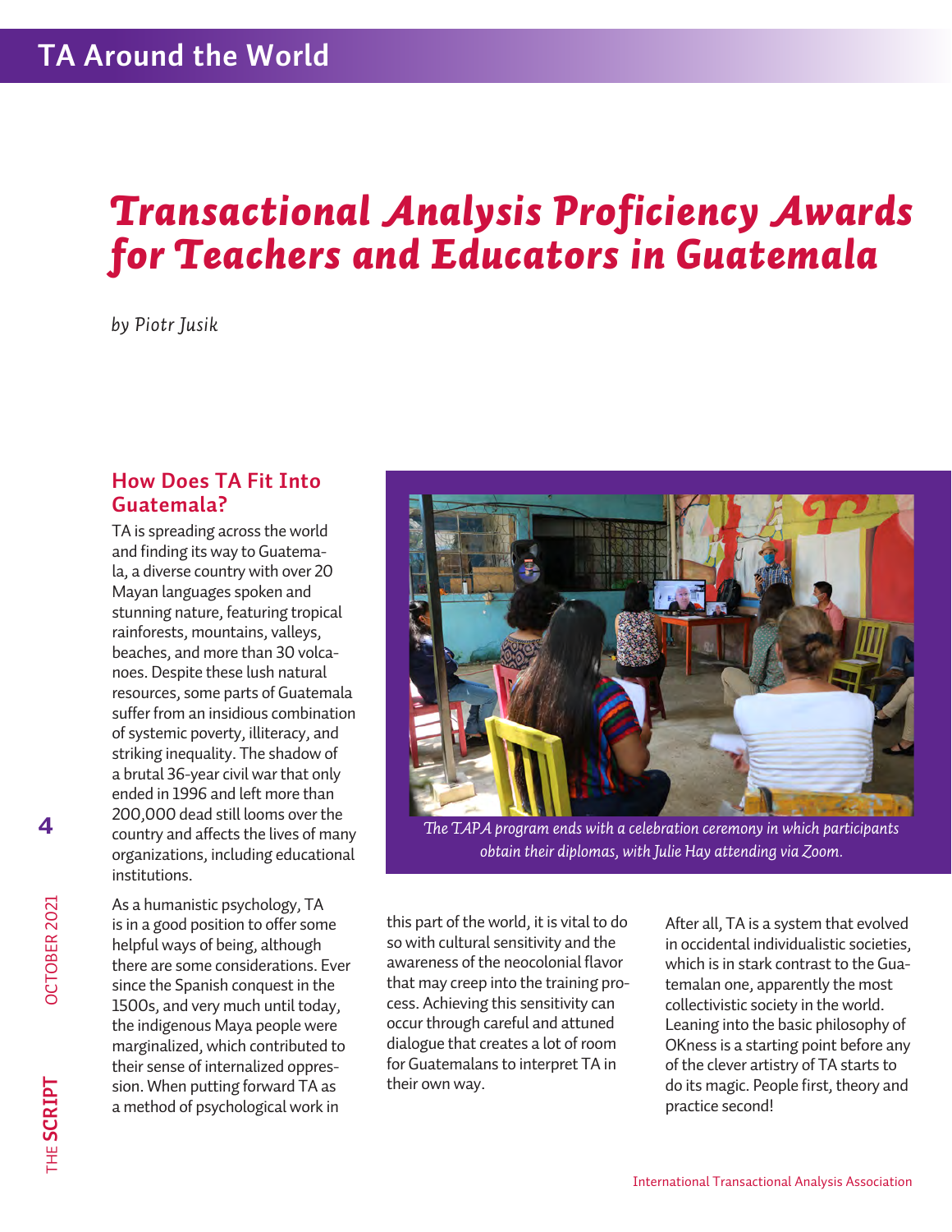# Transactional Analysis Proficiency Awards for Teachers and Educators in Guatemala

*by Piotr Jusik*

## How Does TA Fit Into Guatemala?

TA is spreading across the world and finding its way to Guatemala, a diverse country with over 20 Mayan languages spoken and stunning nature, featuring tropical rainforests, mountains, valleys, beaches, and more than 30 volcanoes. Despite these lush natural resources, some parts of Guatemala suffer from an insidious combination of systemic poverty, illiteracy, and striking inequality. The shadow of a brutal 36-year civil war that only ended in 1996 and left more than 200,000 dead still looms over the country and affects the lives of many organizations, including educational institutions.

*The TAPA program ends with a celebration ceremony in which participants obtain their diplomas, with Julie Hay attending via Zoom.*

As a humanistic psychology, TA is in a good position to offer some helpful ways of being, although there are some considerations. Ever since the Spanish conquest in the 1500s, and very much until today, the indigenous Maya people were marginalized, which contributed to their sense of internalized oppression. When putting forward TA as a method of psychological work in this part of the world, it is vital to do so with cultural sensitivity and the awareness of the neocolonial flavor that may creep into the training process. Achieving this sensitivity can occur through careful and attuned dialogue that creates a lot of room for Guatemalans to interpret TA in their own way.

After all, TA is a system that evolved in occidental individualistic societies, which is in stark contrast to the Guatemalan one, apparently the most collectivistic society in the world. Leaning into the basic philosophy of OKness is a starting point before any of the clever artistry of TA starts to do its magic. People first, theory and practice second!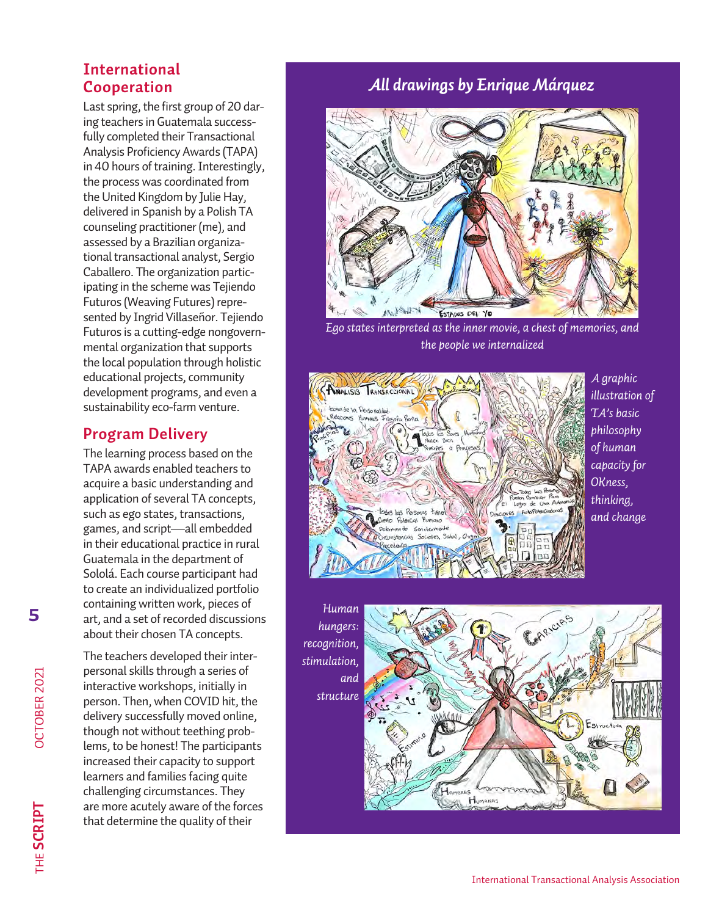## International Cooperation

Last spring, the first group of 20 daring teachers in Guatemala successfully completed their Transactional Analysis Proficiency Awards (TAPA) in 40 hours of training. Interestingly, the process was coordinated from the United Kingdom by Julie Hay, delivered in Spanish by a Polish TA counseling practitioner (me), and assessed by a Brazilian organizational transactional analyst, Sergio Caballero. The organization participating in the scheme was Tejiendo Futuros (Weaving Futures) represented by Ingrid Villaseñor. Tejiendo Futuros is a cutting-edge nongovernmental organization that supports the local population through holistic educational projects, community development programs, and even a sustainability eco-farm venture.

## Program Delivery

The learning process based on the TAPA awards enabled teachers to acquire a basic understanding and application of several TA concepts, such as ego states, transactions, games, and script—all embedded in their educational practice in rural Guatemala in the department of Sololá. Each course participant had to create an individualized portfolio containing written work, pieces of art, and a set of recorded discussions about their chosen TA concepts.

The teachers developed their interpersonal skills through a series of interactive workshops, initially in person. Then, when COVID hit, the delivery successfully moved online, though not without teething problems, to be honest! The participants increased their capacity to support learners and families facing quite challenging circumstances. They are more acutely aware of the forces that determine the quality of their

*All drawings by Enrique Márquez*

*Ego states interpreted as the inner movie, a chest of memories, and the people we internalized*

*A graphic illustration of TA's basic philosophy of human capacity for OKness, thinking, and change*

*Human hungers: recognition, stimulation, and structure*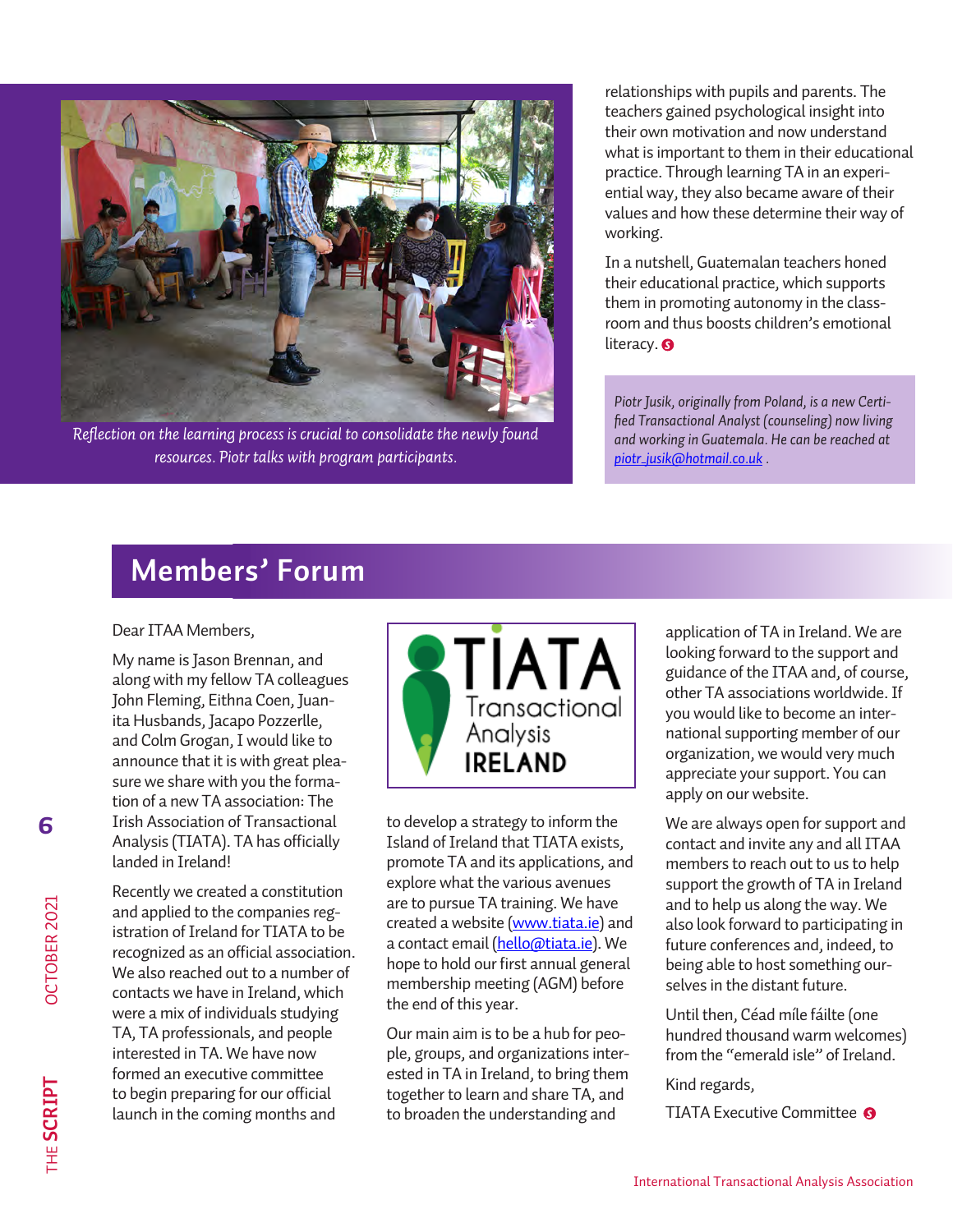Reflection on the learning process is crucial to consolidate the newly found resources. Piotr talks with program participants.

relationships with pupils and parents. The teachers gained psychological insight into their own motivation and now understand what is important to them in their educational practice. Through learning TA in an experiential way, they also became aware of their values and how these determine their way of working.

In a nutshell, Guatemalan teachers honed their educational practice, which supports them in promoting autonomy in the classroom and thus boosts children's emotional literacy.

*Piotr Jusik, originally from Poland, is a new Certified Transactional Analyst (counseling) now living and working in Guatemala. He can be reached at piotr_jusik@hotmail.co.uk .*

## Members' Forum

Dear ITAA Members,

My name is Jason Brennan, and along with my fellow TA colleagues John Fleming, Eithna Coen, Juanita Husbands, Jacapo Pozzerlle, and Colm Grogan, I would like to announce that it is with great pleasure we share with you the formation of a new TA association: The Irish Association of Transactional Analysis (TIATA). TA has officially landed in Ireland!

Recently we created a constitution and applied to the companies registration of Ireland for TIATA to be recognized as an official association. We also reached out to a number of contacts we have in Ireland, which were a mix of individuals studying TA, TA professionals, and people interested in TA. We have now formed an executive committee to begin preparing for our official launch in the coming months and to develop a strategy to inform the Island of Ireland that TIATA exists, promote TA and its applications, and explore what the various avenues are to pursue TA training. We have created a website (www.tiata.ie) and a contact email (hello@tiata.ie). We hope to hold our first annual general membership meeting (AGM) before the end of this year.

Our main aim is to be a hub for people, groups, and organizations interested in TA in Ireland, to bring them together to learn and share TA, and to broaden the understanding and application of TA in Ireland. We are looking forward to the support and guidance of the ITAA and, of course, other TA associations worldwide. If you would like to become an international supporting member of our organization, we would very much appreciate your support. You can apply on our website.

We are always open for support and contact and invite any and all ITAA members to reach out to us to help support the growth of TA in Ireland and to help us along the way. We also look forward to participating in future conferences and, indeed, to being able to host something ourselves in the distant future.

Until then, Céad míle fáilte (one hundred thousand warm welcomes) from the "emerald isle" of Ireland.

Kind regards,

TIATA Executive Committee